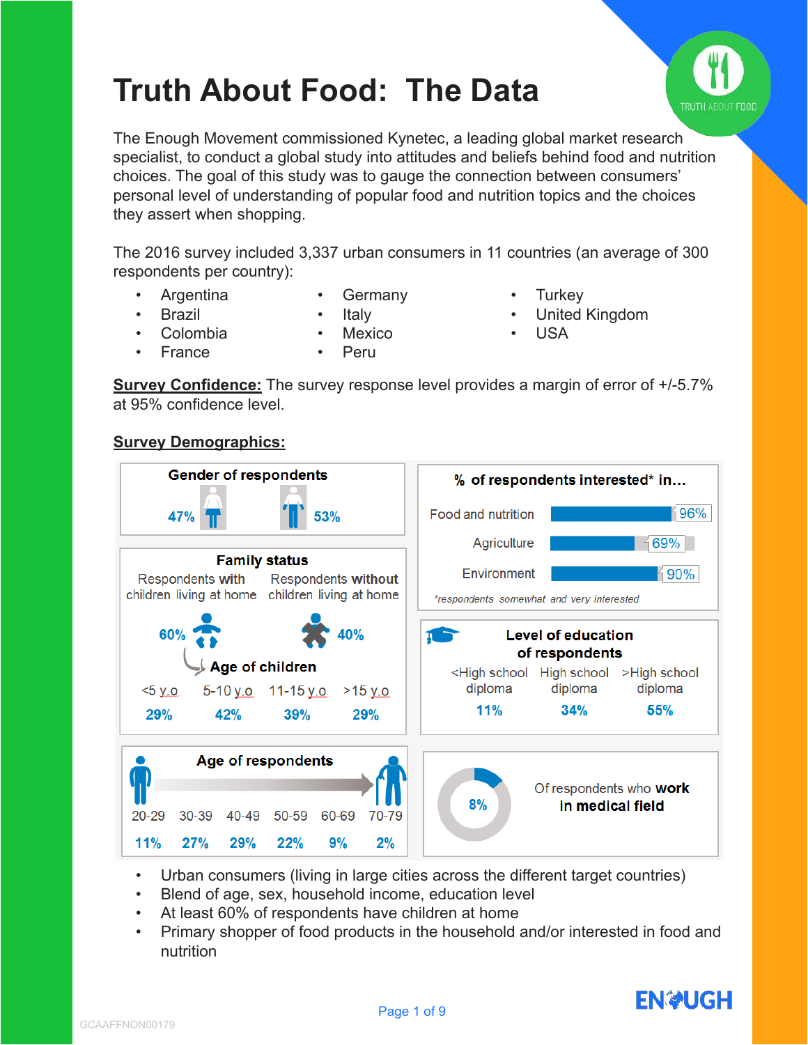# Truth About Food: The Data

The Enough Movement commissioned Kynetec, a leading global market research specialist, to conduct a global study into attitudes and beliefs behind food and nutrition choices. The goal of this study was to gauge the connection between consumers' personal level of understanding of popular food and nutrition topics and the choices they assert when shopping.

The 2016 survey included 3,337 urban consumers in 11 countries (an average of 300 respondents per country):

- Argentina
- Brazil
- Colombia
- France
- Germany
- Italy
- Mexico
- Peru
- Turkey
- United Kingdom
- USA

**Survey Confidence:** The survey response level provides a margin of error of +/-5.7% at 95% confidence level.

**Survey Demographics:**

**Gender of respondents**

47% | 53%

**Family status**

| Respondents with children living at home | Respondents without children living at home |
|---|---|
| 60% | 40% |

**Age of children**

| <5 y.o | 5-10 y.o | 11-15 y.o | >15 y.o |
|---|---|---|---|
| 29% | 42% | 39% | 29% |

**Age of respondents**

| 20-29 | 30-39 | 40-49 | 50-59 | 60-69 | 70-79 |
|---|---|---|---|---|---|
| 11% | 27% | 29% | 22% | 9% | 2% |

**% of respondents interested\* in…**

| Topic | % |
|---|---|
| Food and nutrition | 96% |
| Agriculture | 69% |
| Environment | 90% |

*\*respondents somewhat and very interested*

**Level of education of respondents**

| <High school diploma | High school diploma | >High school diploma |
|---|---|---|
| 11% | 34% | 55% |

8% Of respondents who **work in medical field**

- Urban consumers (living in large cities across the different target countries)
- Blend of age, sex, household income, education level
- At least 60% of respondents have children at home
- Primary shopper of food products in the household and/or interested in food and nutrition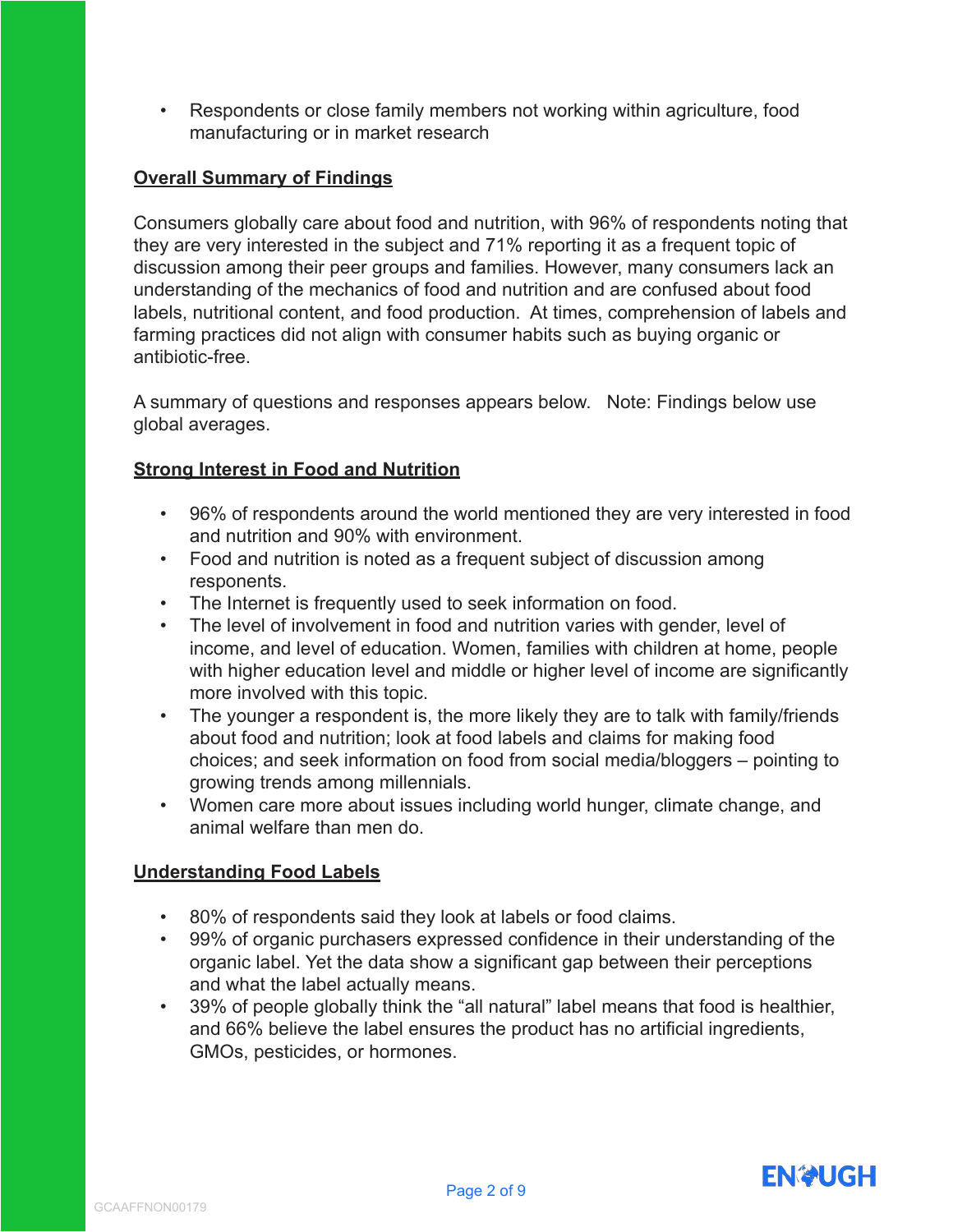- Respondents or close family members not working within agriculture, food manufacturing or in market research

## Overall Summary of Findings

Consumers globally care about food and nutrition, with 96% of respondents noting that they are very interested in the subject and 71% reporting it as a frequent topic of discussion among their peer groups and families. However, many consumers lack an understanding of the mechanics of food and nutrition and are confused about food labels, nutritional content, and food production. At times, comprehension of labels and farming practices did not align with consumer habits such as buying organic or antibiotic-free.

A summary of questions and responses appears below. Note: Findings below use global averages.

## Strong Interest in Food and Nutrition

- 96% of respondents around the world mentioned they are very interested in food and nutrition and 90% with environment.
- Food and nutrition is noted as a frequent subject of discussion among responents.
- The Internet is frequently used to seek information on food.
- The level of involvement in food and nutrition varies with gender, level of income, and level of education. Women, families with children at home, people with higher education level and middle or higher level of income are significantly more involved with this topic.
- The younger a respondent is, the more likely they are to talk with family/friends about food and nutrition; look at food labels and claims for making food choices; and seek information on food from social media/bloggers – pointing to growing trends among millennials.
- Women care more about issues including world hunger, climate change, and animal welfare than men do.

## Understanding Food Labels

- 80% of respondents said they look at labels or food claims.
- 99% of organic purchasers expressed confidence in their understanding of the organic label. Yet the data show a significant gap between their perceptions and what the label actually means.
- 39% of people globally think the “all natural” label means that food is healthier, and 66% believe the label ensures the product has no artificial ingredients, GMOs, pesticides, or hormones.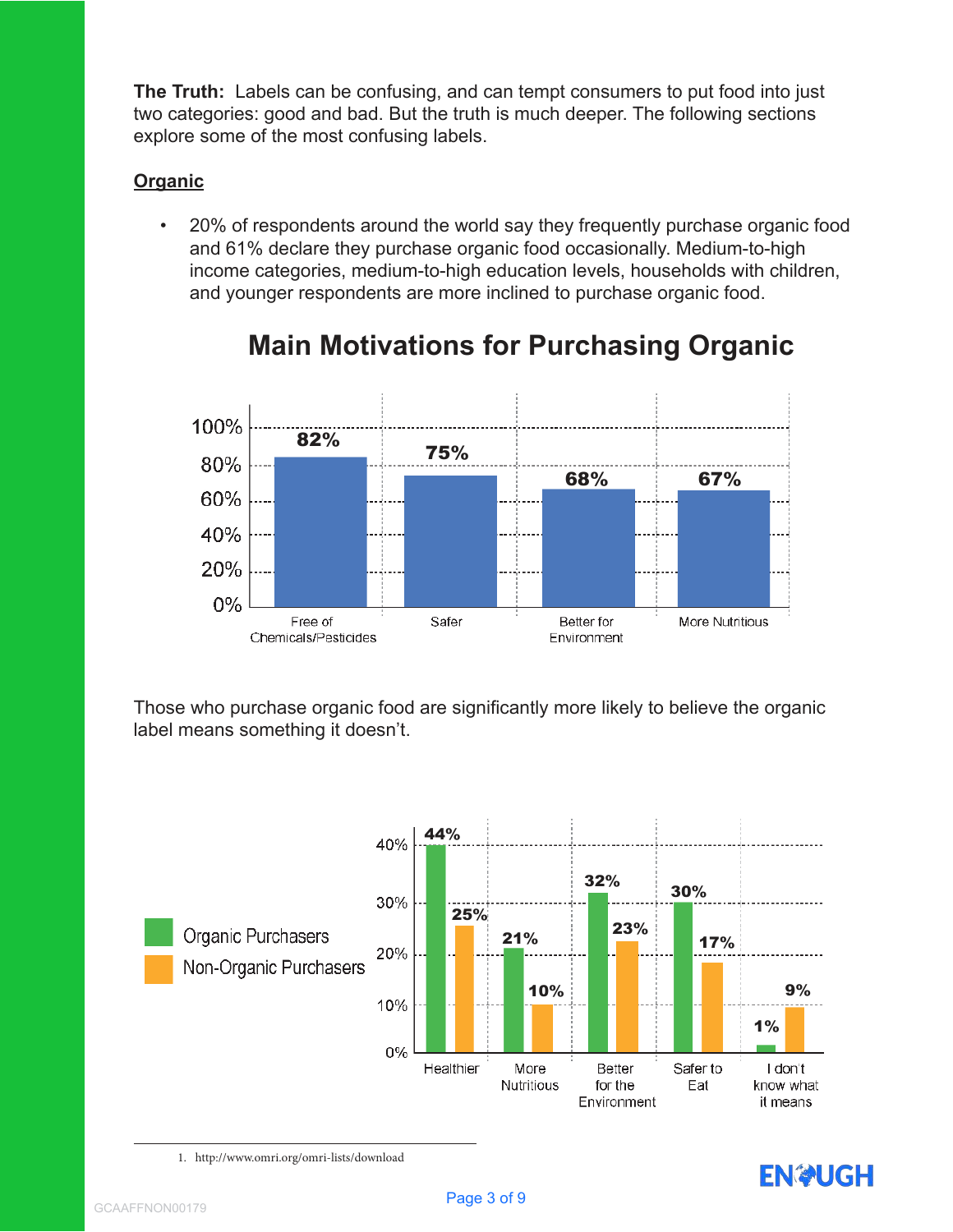**The Truth:** Labels can be confusing, and can tempt consumers to put food into just two categories: good and bad. But the truth is much deeper. The following sections explore some of the most confusing labels.

## Organic

- 20% of respondents around the world say they frequently purchase organic food and 61% declare they purchase organic food occasionally. Medium-to-high income categories, medium-to-high education levels, households with children, and younger respondents are more inclined to purchase organic food.

### Main Motivations for Purchasing Organic

| Motivation | Percentage |
|---|---|
| Free of Chemicals/Pesticides | 82% |
| Safer | 75% |
| Better for Environment | 68% |
| More Nutritious | 67% |

Those who purchase organic food are significantly more likely to believe the organic label means something it doesn't.

| | Organic Purchasers | Non-Organic Purchasers |
|---|---|---|
| Healthier | 44% | 25% |
| More Nutritious | 21% | 10% |
| Better for the Environment | 32% | 23% |
| Safer to Eat | 30% | 17% |
| I don't know what it means | 1% | 9% |

1. http://www.omri.org/omri-lists/download

GCAAFFNON00179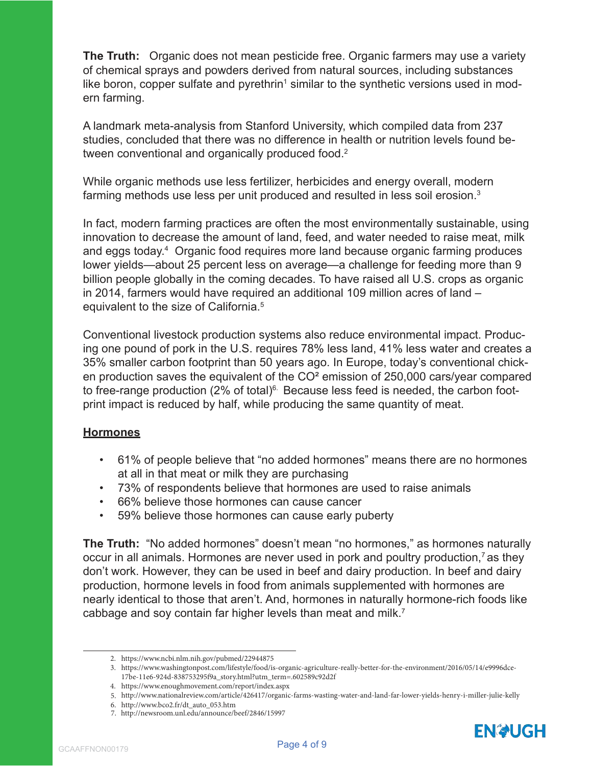**The Truth:** Organic does not mean pesticide free. Organic farmers may use a variety of chemical sprays and powders derived from natural sources, including substances like boron, copper sulfate and pyrethrin[1] similar to the synthetic versions used in modern farming.

A landmark meta-analysis from Stanford University, which compiled data from 237 studies, concluded that there was no difference in health or nutrition levels found between conventional and organically produced food.[2]

While organic methods use less fertilizer, herbicides and energy overall, modern farming methods use less per unit produced and resulted in less soil erosion.[3]

In fact, modern farming practices are often the most environmentally sustainable, using innovation to decrease the amount of land, feed, and water needed to raise meat, milk and eggs today.[4] Organic food requires more land because organic farming produces lower yields—about 25 percent less on average—a challenge for feeding more than 9 billion people globally in the coming decades. To have raised all U.S. crops as organic in 2014, farmers would have required an additional 109 million acres of land – equivalent to the size of California.[5]

Conventional livestock production systems also reduce environmental impact. Producing one pound of pork in the U.S. requires 78% less land, 41% less water and creates a 35% smaller carbon footprint than 50 years ago. In Europe, today's conventional chicken production saves the equivalent of the $CO^2$ emission of 250,000 cars/year compared to free-range production (2% of total)[6]. Because less feed is needed, the carbon footprint impact is reduced by half, while producing the same quantity of meat.

## Hormones

- 61% of people believe that "no added hormones" means there are no hormones at all in that meat or milk they are purchasing
- 73% of respondents believe that hormones are used to raise animals
- 66% believe those hormones can cause cancer
- 59% believe those hormones can cause early puberty

**The Truth:** "No added hormones" doesn't mean "no hormones," as hormones naturally occur in all animals. Hormones are never used in pork and poultry production,[7] as they don't work. However, they can be used in beef and dairy production. In beef and dairy production, hormone levels in food from animals supplemented with hormones are nearly identical to those that aren't. And, hormones in naturally hormone-rich foods like cabbage and soy contain far higher levels than meat and milk.[7]

2. https://www.ncbi.nlm.nih.gov/pubmed/22944875
3. https://www.washingtonpost.com/lifestyle/food/is-organic-agriculture-really-better-for-the-environment/2016/05/14/e9996dce-17be-11e6-924d-838753295f9a_story.html?utm_term=.602589c92d2f
4. https://www.enoughmovement.com/report/index.aspx
5. http://www.nationalreview.com/article/426417/organic-farms-wasting-water-and-land-far-lower-yields-henry-i-miller-julie-kelly
6. http://www.bco2.fr/dt_auto_053.htm
7. http://newsroom.unl.edu/announce/beef/2846/15997

GCAAFFNON00179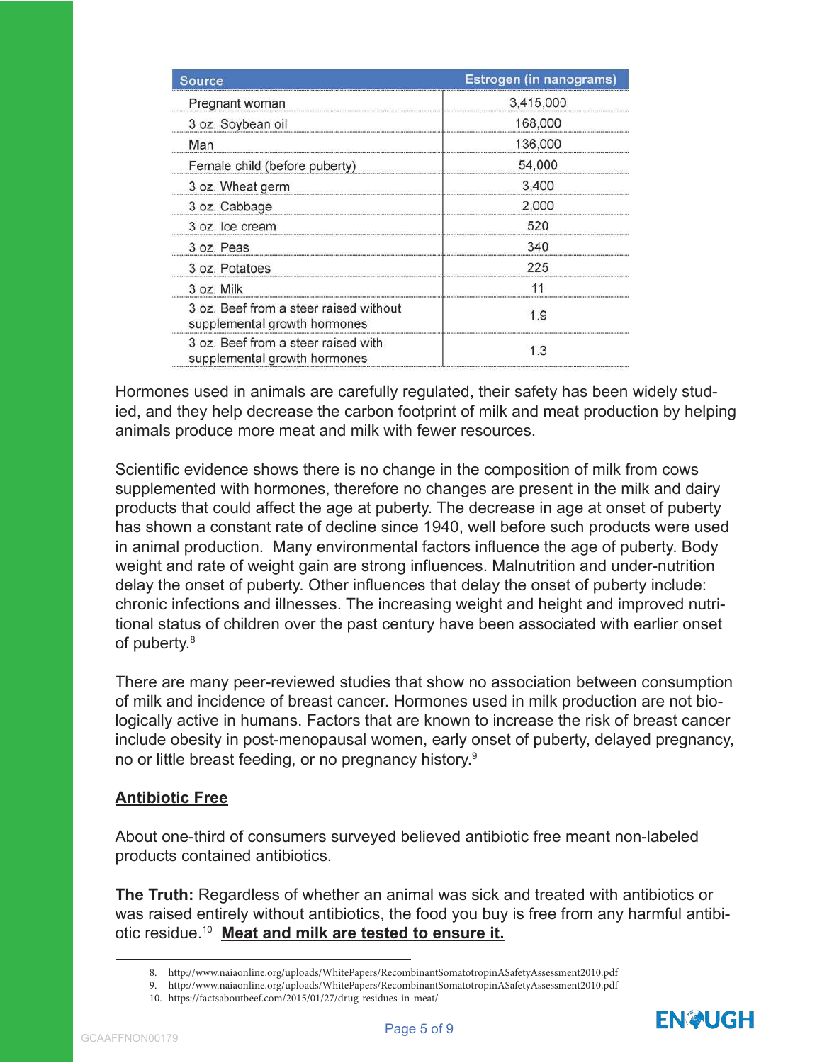| Source | Estrogen (in nanograms) |
|---|---|
| Pregnant woman | 3,415,000 |
| 3 oz. Soybean oil | 168,000 |
| Man | 136,000 |
| Female child (before puberty) | 54,000 |
| 3 oz. Wheat germ | 3,400 |
| 3 oz. Cabbage | 2,000 |
| 3 oz. Ice cream | 520 |
| 3 oz. Peas | 340 |
| 3 oz. Potatoes | 225 |
| 3 oz. Milk | 11 |
| 3 oz. Beef from a steer raised without supplemental growth hormones | 1.9 |
| 3 oz. Beef from a steer raised with supplemental growth hormones | 1.3 |

Hormones used in animals are carefully regulated, their safety has been widely studied, and they help decrease the carbon footprint of milk and meat production by helping animals produce more meat and milk with fewer resources.

Scientific evidence shows there is no change in the composition of milk from cows supplemented with hormones, therefore no changes are present in the milk and dairy products that could affect the age at puberty. The decrease in age at onset of puberty has shown a constant rate of decline since 1940, well before such products were used in animal production. Many environmental factors influence the age of puberty. Body weight and rate of weight gain are strong influences. Malnutrition and under-nutrition delay the onset of puberty. Other influences that delay the onset of puberty include: chronic infections and illnesses. The increasing weight and height and improved nutritional status of children over the past century have been associated with earlier onset of puberty.[8]

There are many peer-reviewed studies that show no association between consumption of milk and incidence of breast cancer. Hormones used in milk production are not biologically active in humans. Factors that are known to increase the risk of breast cancer include obesity in post-menopausal women, early onset of puberty, delayed pregnancy, no or little breast feeding, or no pregnancy history.[9]

## <u>Antibiotic Free</u>

About one-third of consumers surveyed believed antibiotic free meant non-labeled products contained antibiotics.

**The Truth:** Regardless of whether an animal was sick and treated with antibiotics or was raised entirely without antibiotics, the food you buy is free from any harmful antibiotic residue.[10] **<u>Meat and milk are tested to ensure it.</u>**

8. http://www.naiaonline.org/uploads/WhitePapers/RecombinantSomatotropinASafetyAssessment2010.pdf
9. http://www.naiaonline.org/uploads/WhitePapers/RecombinantSomatotropinASafetyAssessment2010.pdf
10. https://factsaboutbeef.com/2015/01/27/drug-residues-in-meat/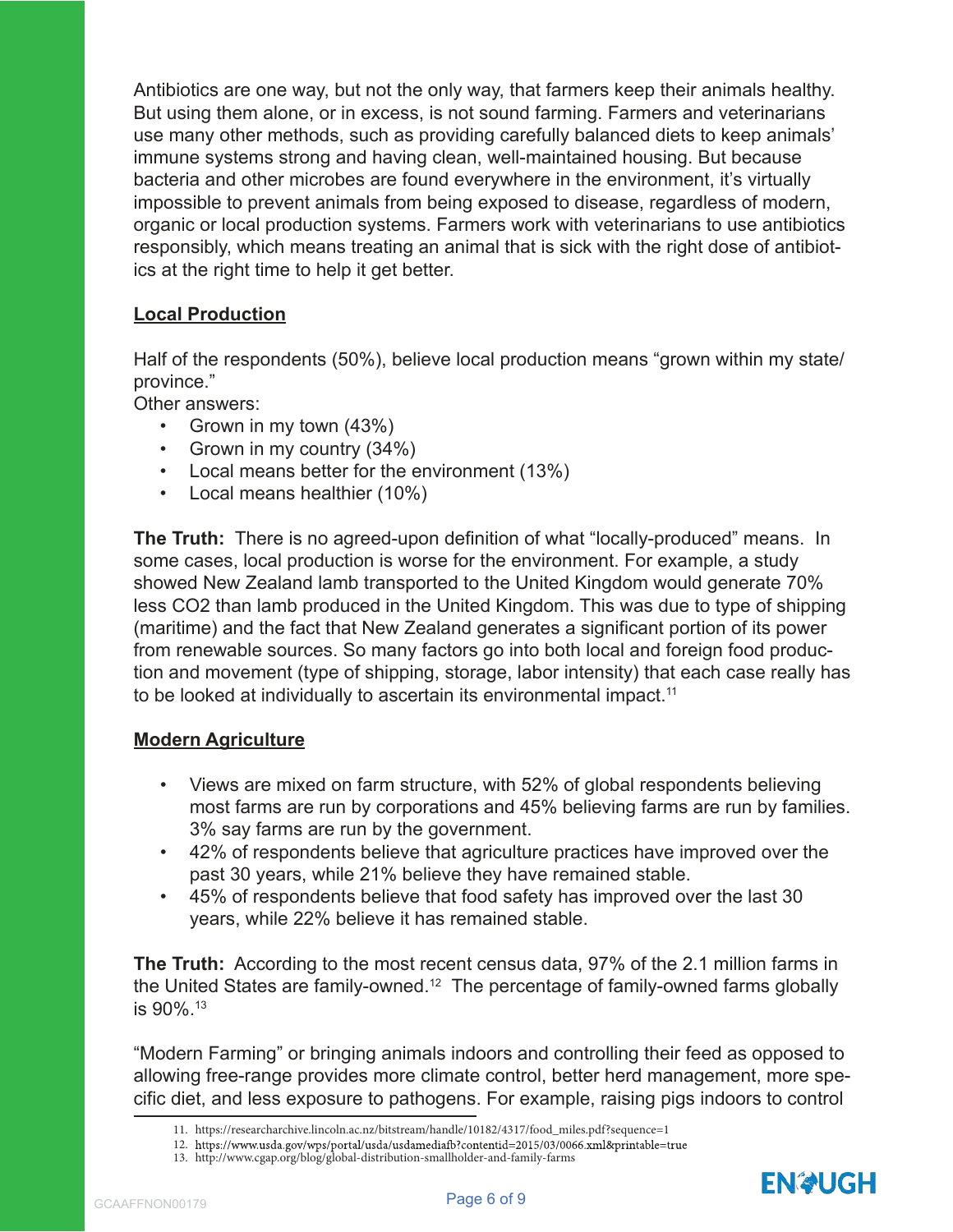Antibiotics are one way, but not the only way, that farmers keep their animals healthy. But using them alone, or in excess, is not sound farming. Farmers and veterinarians use many other methods, such as providing carefully balanced diets to keep animals' immune systems strong and having clean, well-maintained housing. But because bacteria and other microbes are found everywhere in the environment, it's virtually impossible to prevent animals from being exposed to disease, regardless of modern, organic or local production systems. Farmers work with veterinarians to use antibiotics responsibly, which means treating an animal that is sick with the right dose of antibiotics at the right time to help it get better.

**Local Production**

Half of the respondents (50%), believe local production means "grown within my state/ province."

Other answers:

- Grown in my town (43%)
- Grown in my country (34%)
- Local means better for the environment (13%)
- Local means healthier (10%)

**The Truth:** There is no agreed-upon definition of what "locally-produced" means. In some cases, local production is worse for the environment. For example, a study showed New Zealand lamb transported to the United Kingdom would generate 70% less $CO_2$ than lamb produced in the United Kingdom. This was due to type of shipping (maritime) and the fact that New Zealand generates a significant portion of its power from renewable sources. So many factors go into both local and foreign food production and movement (type of shipping, storage, labor intensity) that each case really has to be looked at individually to ascertain its environmental impact.[11]

**Modern Agriculture**

- Views are mixed on farm structure, with 52% of global respondents believing most farms are run by corporations and 45% believing farms are run by families. 3% say farms are run by the government.
- 42% of respondents believe that agriculture practices have improved over the past 30 years, while 21% believe they have remained stable.
- 45% of respondents believe that food safety has improved over the last 30 years, while 22% believe it has remained stable.

**The Truth:** According to the most recent census data, 97% of the 2.1 million farms in the United States are family-owned.[12] The percentage of family-owned farms globally is 90%.[13]

"Modern Farming" or bringing animals indoors and controlling their feed as opposed to allowing free-range provides more climate control, better herd management, more specific diet, and less exposure to pathogens. For example, raising pigs indoors to control

11. https://researcharchive.lincoln.ac.nz/bitstream/handle/10182/4317/food_miles.pdf?sequence=1
12. https://www.usda.gov/wps/portal/usda/usdamediafb?contentid=2015/03/0066.xml&printable=true
13. http://www.cgap.org/blog/global-distribution-smallholder-and-family-farms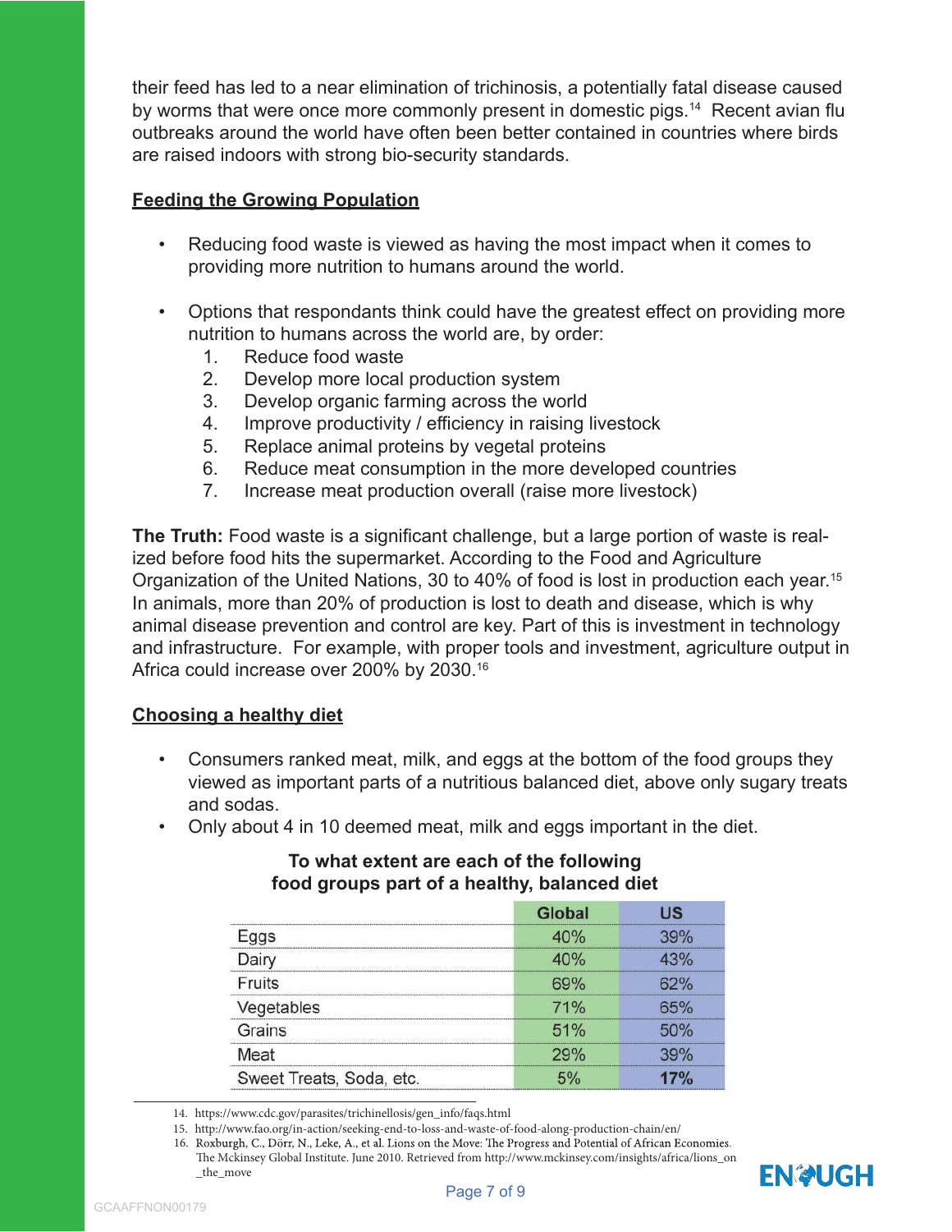their feed has led to a near elimination of trichinosis, a potentially fatal disease caused by worms that were once more commonly present in domestic pigs.[14] Recent avian flu outbreaks around the world have often been better contained in countries where birds are raised indoors with strong bio-security standards.

**Feeding the Growing Population**

- Reducing food waste is viewed as having the most impact when it comes to providing more nutrition to humans around the world.
- Options that respondants think could have the greatest effect on providing more nutrition to humans across the world are, by order:
  1. Reduce food waste
  2. Develop more local production system
  3. Develop organic farming across the world
  4. Improve productivity / efficiency in raising livestock
  5. Replace animal proteins by vegetal proteins
  6. Reduce meat consumption in the more developed countries
  7. Increase meat production overall (raise more livestock)

**The Truth:** Food waste is a significant challenge, but a large portion of waste is realized before food hits the supermarket. According to the Food and Agriculture Organization of the United Nations, 30 to 40% of food is lost in production each year.[15] In animals, more than 20% of production is lost to death and disease, which is why animal disease prevention and control are key. Part of this is investment in technology and infrastructure. For example, with proper tools and investment, agriculture output in Africa could increase over 200% by 2030.[16]

**Choosing a healthy diet**

- Consumers ranked meat, milk, and eggs at the bottom of the food groups they viewed as important parts of a nutritious balanced diet, above only sugary treats and sodas.
- Only about 4 in 10 deemed meat, milk and eggs important in the diet.

**To what extent are each of the following food groups part of a healthy, balanced diet**

| | Global | US |
|---|---|---|
| Eggs | 40% | 39% |
| Dairy | 40% | 43% |
| Fruits | 69% | 62% |
| Vegetables | 71% | 65% |
| Grains | 51% | 50% |
| Meat | 29% | 39% |
| Sweet Treats, Soda, etc. | 5% | **17%** |

14. https://www.cdc.gov/parasites/trichinellosis/gen_info/faqs.html
15. http://www.fao.org/in-action/seeking-end-to-loss-and-waste-of-food-along-production-chain/en/
16. Roxburgh, C., Dörr, N., Leke, A., et al. Lions on the Move: The Progress and Potential of African Economies. The Mckinsey Global Institute. June 2010. Retrieved from http://www.mckinsey.com/insights/africa/lions_on_the_move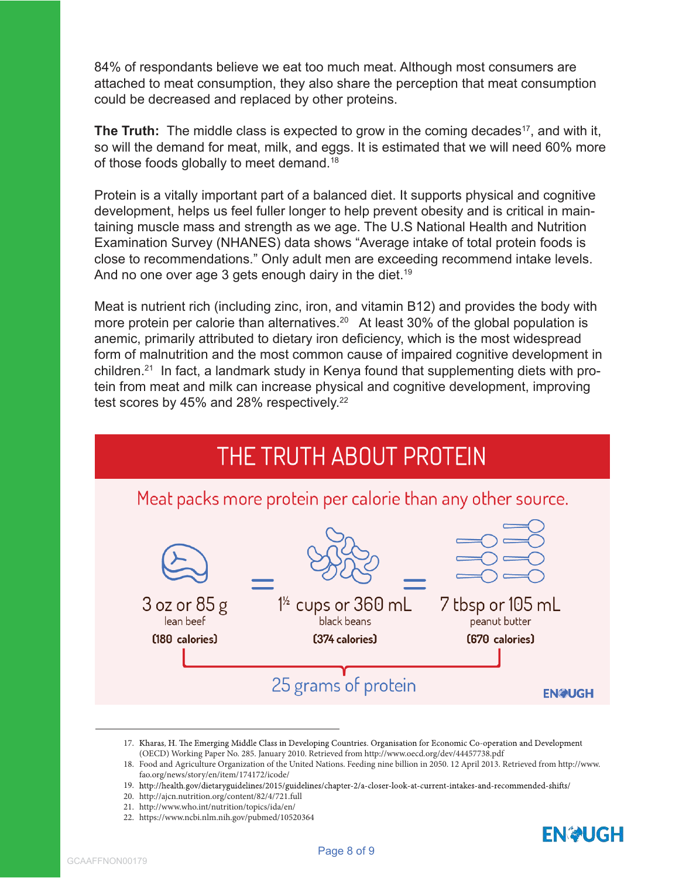84% of respondants believe we eat too much meat. Although most consumers are attached to meat consumption, they also share the perception that meat consumption could be decreased and replaced by other proteins.

**The Truth:** The middle class is expected to grow in the coming decades[17], and with it, so will the demand for meat, milk, and eggs. It is estimated that we will need 60% more of those foods globally to meet demand.[18]

Protein is a vitally important part of a balanced diet. It supports physical and cognitive development, helps us feel fuller longer to help prevent obesity and is critical in maintaining muscle mass and strength as we age. The U.S National Health and Nutrition Examination Survey (NHANES) data shows "Average intake of total protein foods is close to recommendations." Only adult men are exceeding recommend intake levels. And no one over age 3 gets enough dairy in the diet.[19]

Meat is nutrient rich (including zinc, iron, and vitamin B12) and provides the body with more protein per calorie than alternatives.[20] At least 30% of the global population is anemic, primarily attributed to dietary iron deficiency, which is the most widespread form of malnutrition and the most common cause of impaired cognitive development in children.[21] In fact, a landmark study in Kenya found that supplementing diets with protein from meat and milk can increase physical and cognitive development, improving test scores by 45% and 28% respectively.[22]

## THE TRUTH ABOUT PROTEIN

Meat packs more protein per calorie than any other source.

| 3 oz or 85 g lean beef (180 calories) | = | 1½ cups or 360 mL black beans (374 calories) | = | 7 tbsp or 105 mL peanut butter (670 calories) |
|---|---|---|---|---|

25 grams of protein

ENOUGH

---

17. Kharas, H. The Emerging Middle Class in Developing Countries. Organisation for Economic Co-operation and Development (OECD) Working Paper No. 285. January 2010. Retrieved from http://www.oecd.org/dev/44457738.pdf
18. Food and Agriculture Organization of the United Nations. Feeding nine billion in 2050. 12 April 2013. Retrieved from http://www.fao.org/news/story/en/item/174172/icode/
19. http://health.gov/dietaryguidelines/2015/guidelines/chapter-2/a-closer-look-at-current-intakes-and-recommended-shifts/
20. http://ajcn.nutrition.org/content/82/4/721.full
21. http://www.who.int/nutrition/topics/ida/en/
22. https://www.ncbi.nlm.nih.gov/pubmed/10520364

GCAAFFNON00179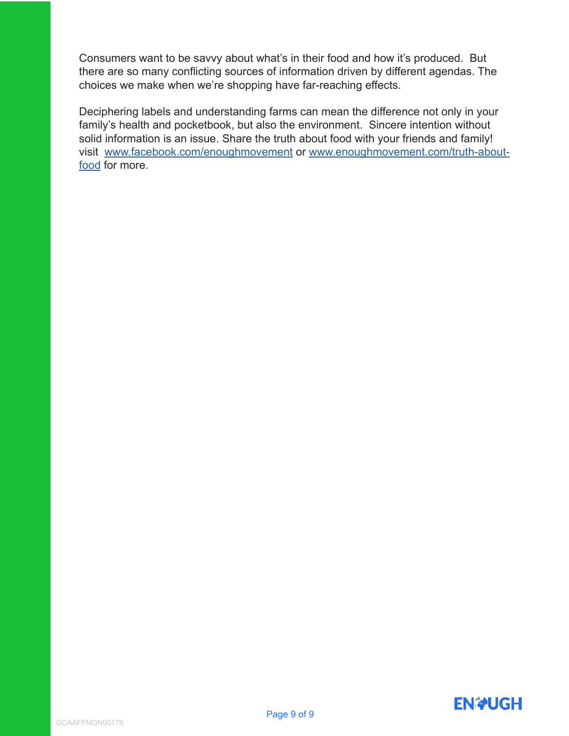Consumers want to be savvy about what's in their food and how it's produced. But there are so many conflicting sources of information driven by different agendas. The choices we make when we're shopping have far-reaching effects.

Deciphering labels and understanding farms can mean the difference not only in your family's health and pocketbook, but also the environment. Sincere intention without solid information is an issue. Share the truth about food with your friends and family! visit [www.facebook.com/enoughmovement](http://www.facebook.com/enoughmovement) or [www.enoughmovement.com/truth-about-food](http://www.enoughmovement.com/truth-about-food) for more.